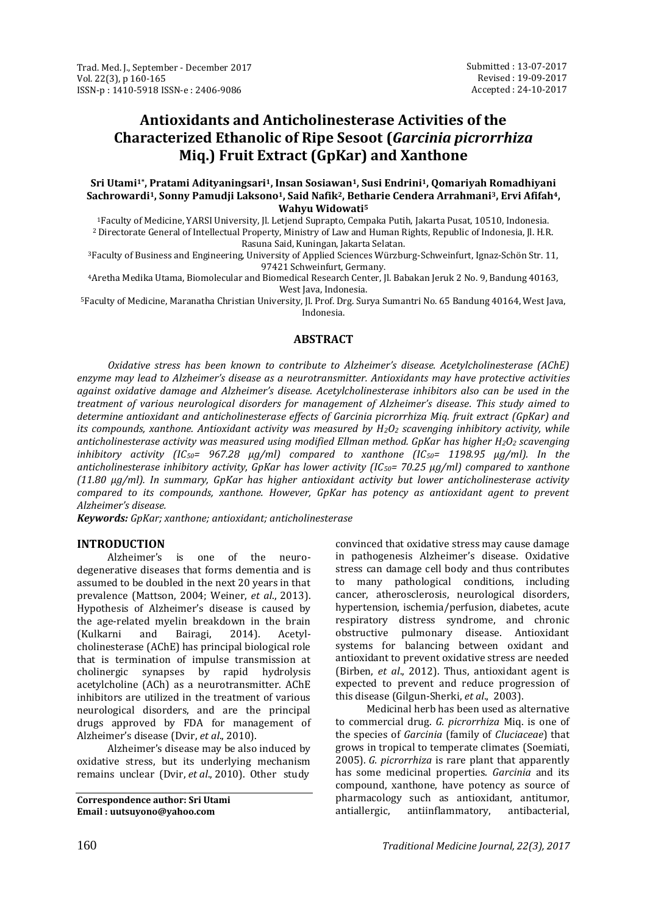Submitted : 13-07-2017
Revised : 19-09-2017
Accepted : 24-10-2017

# Antioxidants and Anticholinesterase Activities of the Characterized Ethanolic of Ripe Sesoot (*Garcinia picrorrhiza* Miq.) Fruit Extract (GpKar) and Xanthone

**Sri Utami[1*], Pratami Adityaningsari[1], Insan Sosiawan[1], Susi Endrini[1], Qomariyah Romadhiyani Sachrowardi[1], Sonny Pamudji Laksono[1], Said Nafik[2], Betharie Cendera Arrahmani[3], Ervi Afifah[4], Wahyu Widowati[5]**

[1]Faculty of Medicine, YARSI University, Jl. Letjend Suprapto, Cempaka Putih, Jakarta Pusat, 10510, Indonesia.
[2] Directorate General of Intellectual Property, Ministry of Law and Human Rights, Republic of Indonesia, Jl. H.R. Rasuna Said, Kuningan, Jakarta Selatan.
[3]Faculty of Business and Engineering, University of Applied Sciences Würzburg-Schweinfurt, Ignaz-Schön Str. 11, 97421 Schweinfurt, Germany.
[4]Aretha Medika Utama, Biomolecular and Biomedical Research Center, Jl. Babakan Jeruk 2 No. 9, Bandung 40163, West Java, Indonesia.
[5]Faculty of Medicine, Maranatha Christian University, Jl. Prof. Drg. Surya Sumantri No. 65 Bandung 40164, West Java, Indonesia.

## ABSTRACT

*Oxidative stress has been known to contribute to Alzheimer's disease. Acetylcholinesterase (AChE) enzyme may lead to Alzheimer's disease as a neurotransmitter. Antioxidants may have protective activities against oxidative damage and Alzheimer's disease. Acetylcholinesterase inhibitors also can be used in the treatment of various neurological disorders for management of Alzheimer's disease. This study aimed to determine antioxidant and anticholinesterase effects of Garcinia picrorrhiza Miq. fruit extract (GpKar) and its compounds, xanthone. Antioxidant activity was measured by $H_2O_2$ scavenging inhibitory activity, while anticholinesterase activity was measured using modified Ellman method. GpKar has higher $H_2O_2$ scavenging inhibitory activity ($IC_{50}$= 967.28 μg/ml) compared to xanthone ($IC_{50}$= 1198.95 μg/ml). In the anticholinesterase inhibitory activity, GpKar has lower activity ($IC_{50}$= 70.25 μg/ml) compared to xanthone (11.80 μg/ml). In summary, GpKar has higher antioxidant activity but lower anticholinesterase activity compared to its compounds, xanthone. However, GpKar has potency as antioxidant agent to prevent Alzheimer's disease.*

***Keywords:*** *GpKar; xanthone; antioxidant; anticholinesterase*

## INTRODUCTION

Alzheimer's is one of the neuro-degenerative diseases that forms dementia and is assumed to be doubled in the next 20 years in that prevalence (Mattson, 2004; Weiner, *et al*., 2013). Hypothesis of Alzheimer's disease is caused by the age-related myelin breakdown in the brain (Kulkarni and Bairagi, 2014). Acetyl-cholinesterase (AChE) has principal biological role that is termination of impulse transmission at cholinergic synapses by rapid hydrolysis acetylcholine (ACh) as a neurotransmitter. AChE inhibitors are utilized in the treatment of various neurological disorders, and are the principal drugs approved by FDA for management of Alzheimer's disease (Dvir, *et al*., 2010).

Alzheimer's disease may be also induced by oxidative stress, but its underlying mechanism remains unclear (Dvir, *et al*., 2010). Other study convinced that oxidative stress may cause damage in pathogenesis Alzheimer's disease. Oxidative stress can damage cell body and thus contributes to many pathological conditions, including cancer, atherosclerosis, neurological disorders, hypertension, ischemia/perfusion, diabetes, acute respiratory distress syndrome, and chronic obstructive pulmonary disease. Antioxidant systems for balancing between oxidant and antioxidant to prevent oxidative stress are needed (Birben, *et al*., 2012). Thus, antioxidant agent is expected to prevent and reduce progression of this disease (Gilgun-Sherki, *et al*., 2003).

Medicinal herb has been used as alternative to commercial drug. *G. picrorrhiza* Miq. is one of the species of *Garcinia* (family of *Cluciaceae*) that grows in tropical to temperate climates (Soemiati, 2005). *G. picrorrhiza* is rare plant that apparently has some medicinal properties. *Garcinia* and its compound, xanthone, have potency as source of pharmacology such as antioxidant, antitumor, antiallergic, antiinflammatory, antibacterial,

**Correspondence author: Sri Utami**
**Email : uutsuyono@yahoo.com**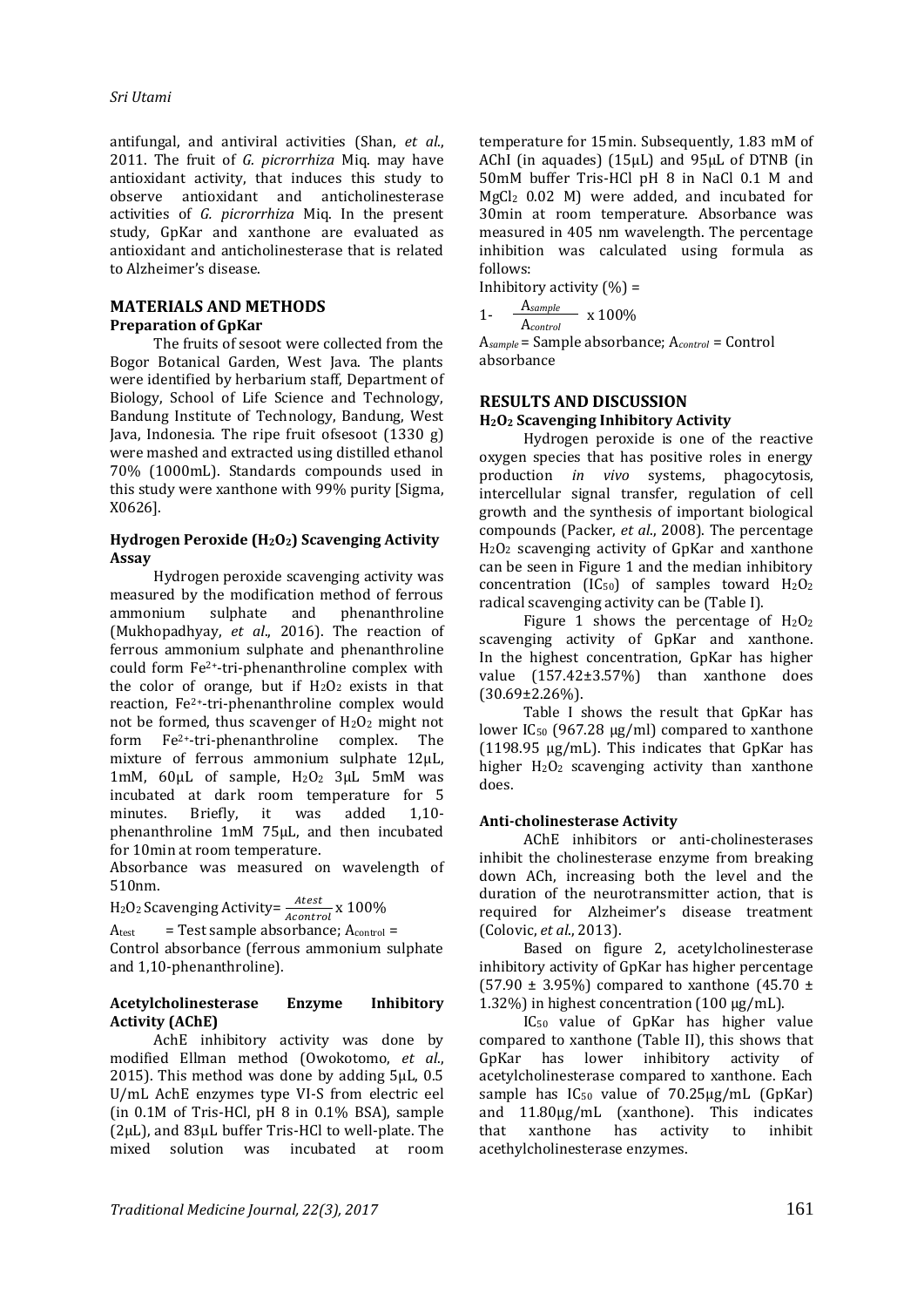antifungal, and antiviral activities (Shan, *et al*., 2011. The fruit of *G. picrorrhiza* Miq. may have antioxidant activity, that induces this study to observe antioxidant and anticholinesterase activities of *G. picrorrhiza* Miq. In the present study, GpKar and xanthone are evaluated as antioxidant and anticholinesterase that is related to Alzheimer's disease.

## MATERIALS AND METHODS

### Preparation of GpKar

The fruits of sesoot were collected from the Bogor Botanical Garden, West Java. The plants were identified by herbarium staff, Department of Biology, School of Life Science and Technology, Bandung Institute of Technology, Bandung, West Java, Indonesia. The ripe fruit ofsesoot (1330 g) were mashed and extracted using distilled ethanol 70% (1000mL). Standards compounds used in this study were xanthone with 99% purity [Sigma, X0626].

### Hydrogen Peroxide ($H_2O_2$) Scavenging Activity Assay

Hydrogen peroxide scavenging activity was measured by the modification method of ferrous ammonium sulphate and phenanthroline (Mukhopadhyay, *et al*., 2016). The reaction of ferrous ammonium sulphate and phenanthroline could form $Fe^{2+}$-tri-phenanthroline complex with the color of orange, but if $H_2O_2$ exists in that reaction, $Fe^{2+}$-tri-phenanthroline complex would not be formed, thus scavenger of $H_2O_2$ might not form $Fe^{2+}$-tri-phenanthroline complex. The mixture of ferrous ammonium sulphate 12µL, 1mM, 60µL of sample, $H_2O_2$ 3µL 5mM was incubated at dark room temperature for 5 minutes. Briefly, it was added 1,10-phenanthroline 1mM 75µL, and then incubated for 10min at room temperature.

Absorbance was measured on wavelength of 510nm.

$$H_2O_2 \text{ Scavenging Activity} = \frac{A_{test}}{A_{control}} \times 100\%$$

$A_{test}$ = Test sample absorbance; $A_{control}$ = Control absorbance (ferrous ammonium sulphate and 1,10-phenanthroline).

### Acetylcholinesterase Enzyme Inhibitory Activity (AChE)

AchE inhibitory activity was done by modified Ellman method (Owokotomo, *et al*., 2015). This method was done by adding 5µL, 0.5 U/mL AchE enzymes type VI-S from electric eel (in 0.1M of Tris-HCl, pH 8 in 0.1% BSA), sample (2µL), and 83µL buffer Tris-HCl to well-plate. The mixed solution was incubated at room temperature for 15min. Subsequently, 1.83 mM of AChI (in aquades) (15µL) and 95µL of DTNB (in 50mM buffer Tris-HCl pH 8 in NaCl 0.1 M and $MgCl_2$ 0.02 M) were added, and incubated for 30min at room temperature. Absorbance was measured in 405 nm wavelength. The percentage inhibition was calculated using formula as follows:

Inhibitory activity (%) =

$$1 - \frac{A_{sample}}{A_{control}} \times 100\%$$

$A_{sample}$ = Sample absorbance; $A_{control}$ = Control absorbance

## RESULTS AND DISCUSSION

### $H_2O_2$ Scavenging Inhibitory Activity

Hydrogen peroxide is one of the reactive oxygen species that has positive roles in energy production *in vivo* systems, phagocytosis, intercellular signal transfer, regulation of cell growth and the synthesis of important biological compounds (Packer, *et al*., 2008). The percentage $H_2O_2$ scavenging activity of GpKar and xanthone can be seen in Figure 1 and the median inhibitory concentration ($IC_{50}$) of samples toward $H_2O_2$ radical scavenging activity can be (Table I).

Figure 1 shows the percentage of $H_2O_2$ scavenging activity of GpKar and xanthone. In the highest concentration, GpKar has higher value (157.42±3.57%) than xanthone does (30.69±2.26%).

Table I shows the result that GpKar has lower $IC_{50}$ (967.28 µg/ml) compared to xanthone (1198.95 µg/mL). This indicates that GpKar has higher $H_2O_2$ scavenging activity than xanthone does.

### Anti-cholinesterase Activity

AChE inhibitors or anti-cholinesterases inhibit the cholinesterase enzyme from breaking down ACh, increasing both the level and the duration of the neurotransmitter action, that is required for Alzheimer's disease treatment (Colovic, *et al*., 2013).

Based on figure 2, acetylcholinesterase inhibitory activity of GpKar has higher percentage (57.90 ± 3.95%) compared to xanthone (45.70 ± 1.32%) in highest concentration (100 µg/mL).

$IC_{50}$ value of GpKar has higher value compared to xanthone (Table II), this shows that GpKar has lower inhibitory activity of acetylcholinesterase compared to xanthone. Each sample has $IC_{50}$ value of 70.25µg/mL (GpKar) and 11.80µg/mL (xanthone). This indicates that xanthone has activity to inhibit acethylcholinesterase enzymes.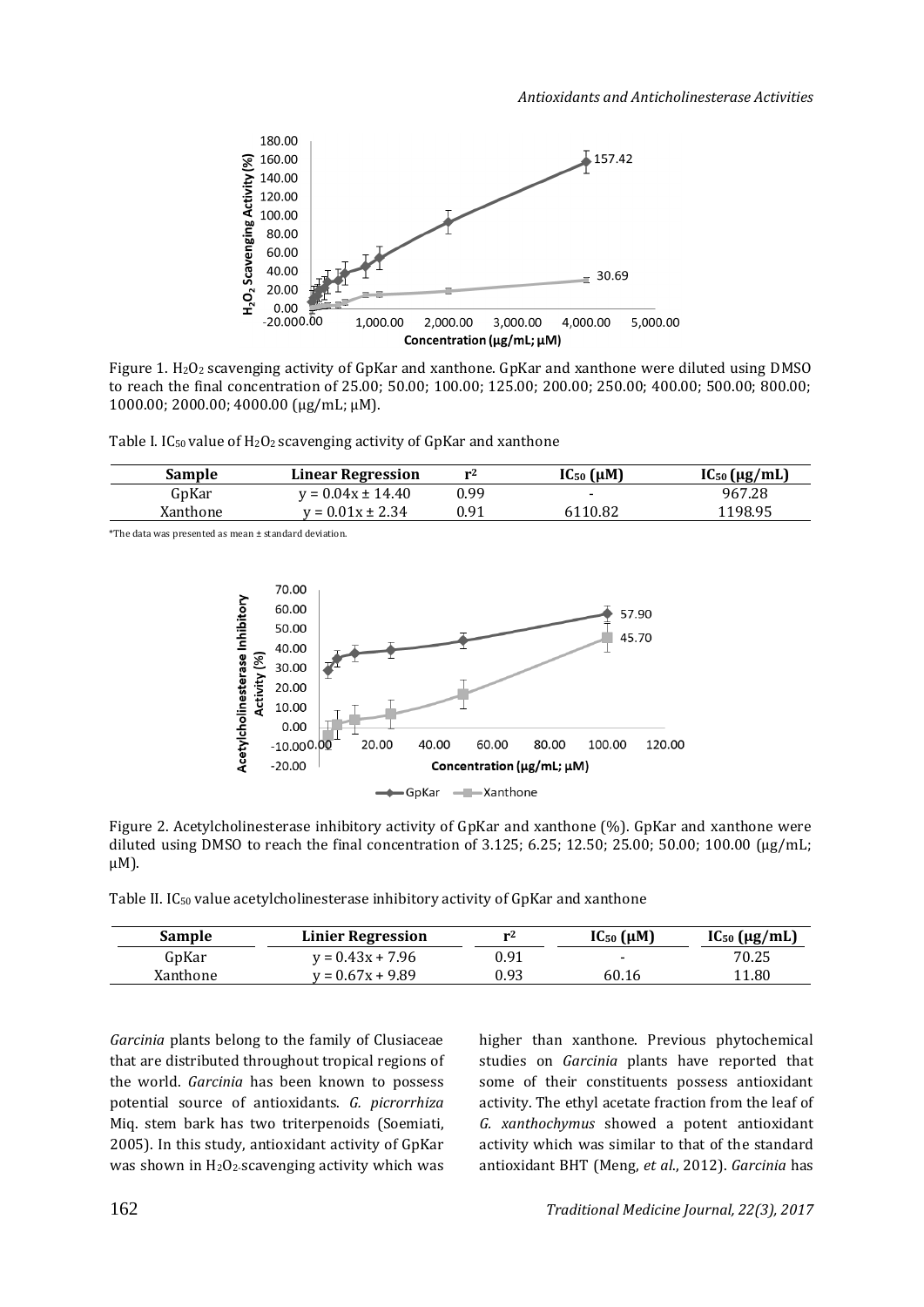Figure 1. $H_2O_2$ scavenging activity of GpKar and xanthone. GpKar and xanthone were diluted using DMSO to reach the final concentration of 25.00; 50.00; 100.00; 125.00; 200.00; 250.00; 400.00; 500.00; 800.00; 1000.00; 2000.00; 4000.00 (μg/mL; μM).

Table I. $IC_{50}$ value of $H_2O_2$ scavenging activity of GpKar and xanthone

| Sample | Linear Regression | $r^2$ | $IC_{50}$ (μM) | $IC_{50}$ (μg/mL) |
|---|---|---|---|---|
| GpKar | $y = 0.04x \pm 14.40$ | 0.99 | - | 967.28 |
| Xanthone | $y = 0.01x \pm 2.34$ | 0.91 | 6110.82 | 1198.95 |

*The data was presented as mean ± standard deviation.

Figure 2. Acetylcholinesterase inhibitory activity of GpKar and xanthone (%). GpKar and xanthone were diluted using DMSO to reach the final concentration of 3.125; 6.25; 12.50; 25.00; 50.00; 100.00 (μg/mL; μM).

Table II. $IC_{50}$ value acetylcholinesterase inhibitory activity of GpKar and xanthone

| Sample | Linier Regression | $r^2$ | $IC_{50}$ (μM) | $IC_{50}$ (μg/mL) |
|---|---|---|---|---|
| GpKar | $y = 0.43x + 7.96$ | 0.91 | - | 70.25 |
| Xanthone | $y = 0.67x + 9.89$ | 0.93 | 60.16 | 11.80 |

*Garcinia* plants belong to the family of Clusiaceae that are distributed throughout tropical regions of the world. *Garcinia* has been known to possess potential source of antioxidants. *G. picrorrhiza* Miq. stem bark has two triterpenoids (Soemiati, 2005). In this study, antioxidant activity of GpKar was shown in $H_2O_2$-scavenging activity which was higher than xanthone. Previous phytochemical studies on *Garcinia* plants have reported that some of their constituents possess antioxidant activity. The ethyl acetate fraction from the leaf of *G. xanthochymus* showed a potent antioxidant activity which was similar to that of the standard antioxidant BHT (Meng, *et al*., 2012). *Garcinia* has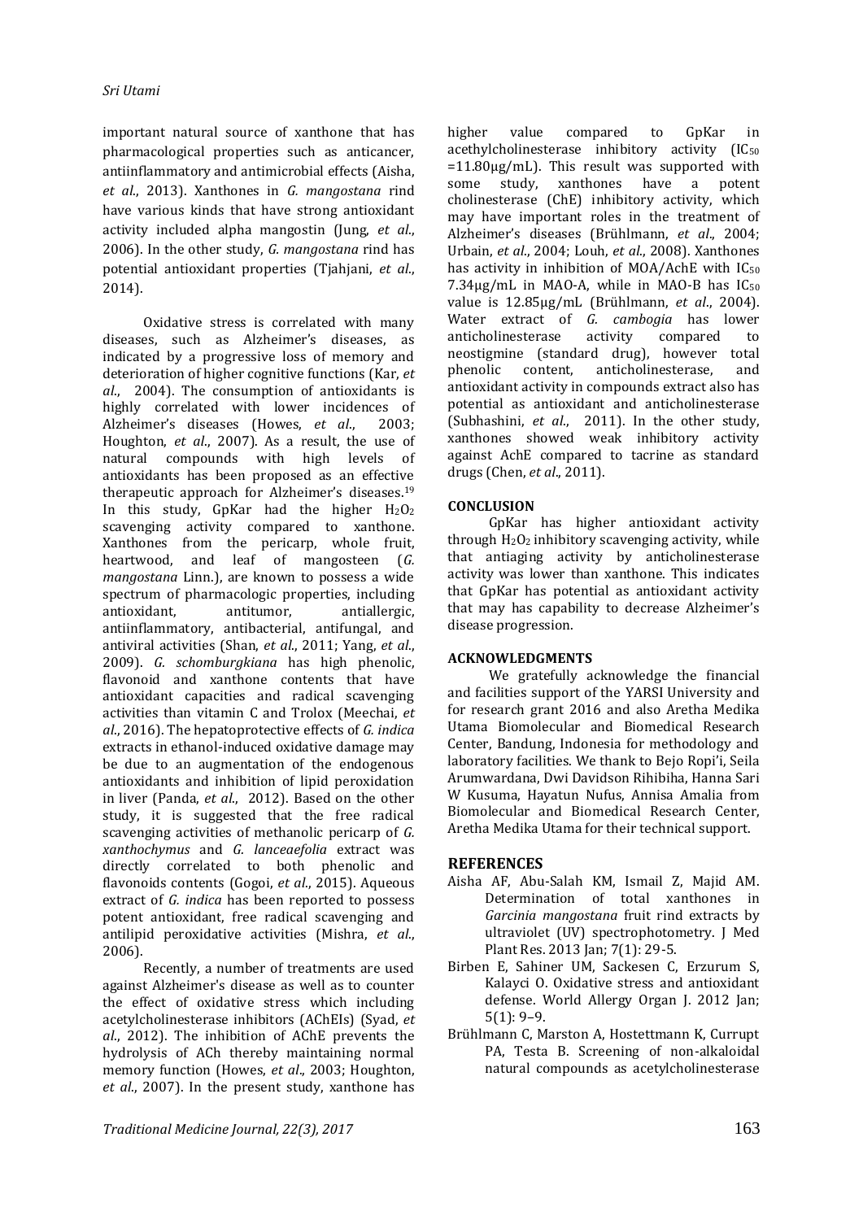important natural source of xanthone that has pharmacological properties such as anticancer, antiinflammatory and antimicrobial effects (Aisha, *et al.*, 2013). Xanthones in *G. mangostana* rind have various kinds that have strong antioxidant activity included alpha mangostin (Jung, *et al.*, 2006). In the other study, *G. mangostana* rind has potential antioxidant properties (Tjahjani, *et al.*, 2014).

Oxidative stress is correlated with many diseases, such as Alzheimer's diseases, as indicated by a progressive loss of memory and deterioration of higher cognitive functions (Kar, *et al.*, 2004). The consumption of antioxidants is highly correlated with lower incidences of Alzheimer's diseases (Howes, *et al.*, 2003; Houghton, *et al.*, 2007). As a result, the use of natural compounds with high levels of antioxidants has been proposed as an effective therapeutic approach for Alzheimer's diseases.[19] In this study, GpKar had the higher $H_2O_2$ scavenging activity compared to xanthone. Xanthones from the pericarp, whole fruit, heartwood, and leaf of mangosteen (*G. mangostana* Linn.), are known to possess a wide spectrum of pharmacologic properties, including antioxidant, antitumor, antiallergic, antiinflammatory, antibacterial, antifungal, and antiviral activities (Shan, *et al.*, 2011; Yang, *et al.*, 2009). *G. schomburgkiana* has high phenolic, flavonoid and xanthone contents that have antioxidant capacities and radical scavenging activities than vitamin C and Trolox (Meechai, *et al.*, 2016). The hepatoprotective effects of *G. indica* extracts in ethanol-induced oxidative damage may be due to an augmentation of the endogenous antioxidants and inhibition of lipid peroxidation in liver (Panda, *et al.*, 2012). Based on the other study, it is suggested that the free radical scavenging activities of methanolic pericarp of *G. xanthochymus* and *G. lanceaefolia* extract was directly correlated to both phenolic and flavonoids contents (Gogoi, *et al.*, 2015). Aqueous extract of *G. indica* has been reported to possess potent antioxidant, free radical scavenging and antilipid peroxidative activities (Mishra, *et al.*, 2006).

Recently, a number of treatments are used against Alzheimer's disease as well as to counter the effect of oxidative stress which including acetylcholinesterase inhibitors (AChEIs) (Syad, *et al.*, 2012). The inhibition of AChE prevents the hydrolysis of ACh thereby maintaining normal memory function (Howes, *et al.*, 2003; Houghton, *et al.*, 2007). In the present study, xanthone has higher value compared to GpKar in acethylcholinesterase inhibitory activity ($IC_{50}$ =11.80μg/mL). This result was supported with some study, xanthones have a potent cholinesterase (ChE) inhibitory activity, which may have important roles in the treatment of Alzheimer's diseases (Brühlmann, *et al.*, 2004; Urbain, *et al.*, 2004; Louh, *et al.*, 2008). Xanthones has activity in inhibition of MOA/AchE with $IC_{50}$ 7.34μg/mL in MAO-A, while in MAO-B has $IC_{50}$ value is 12.85μg/mL (Brühlmann, *et al.*, 2004). Water extract of *G. cambogia* has lower anticholinesterase activity compared to neostigmine (standard drug), however total phenolic content, anticholinesterase, and antioxidant activity in compounds extract also has potential as antioxidant and anticholinesterase (Subhashini, *et al.*, 2011). In the other study, xanthones showed weak inhibitory activity against AchE compared to tacrine as standard drugs (Chen, *et al.*, 2011).

## CONCLUSION

GpKar has higher antioxidant activity through $H_2O_2$ inhibitory scavenging activity, while that antiaging activity by anticholinesterase activity was lower than xanthone. This indicates that GpKar has potential as antioxidant activity that may has capability to decrease Alzheimer's disease progression.

## ACKNOWLEDGMENTS

We gratefully acknowledge the financial and facilities support of the YARSI University and for research grant 2016 and also Aretha Medika Utama Biomolecular and Biomedical Research Center, Bandung, Indonesia for methodology and laboratory facilities. We thank to Bejo Ropi'i, Seila Arumwardana, Dwi Davidson Rihibiha, Hanna Sari W Kusuma, Hayatun Nufus, Annisa Amalia from Biomolecular and Biomedical Research Center, Aretha Medika Utama for their technical support.

## REFERENCES

Aisha AF, Abu-Salah KM, Ismail Z, Majid AM. Determination of total xanthones in *Garcinia mangostana* fruit rind extracts by ultraviolet (UV) spectrophotometry. J Med Plant Res. 2013 Jan; 7(1): 29-5.

Birben E, Sahiner UM, Sackesen C, Erzurum S, Kalayci O. Oxidative stress and antioxidant defense. World Allergy Organ J. 2012 Jan; 5(1): 9–9.

Brühlmann C, Marston A, Hostettmann K, Currupt PA, Testa B. Screening of non-alkaloidal natural compounds as acetylcholinesterase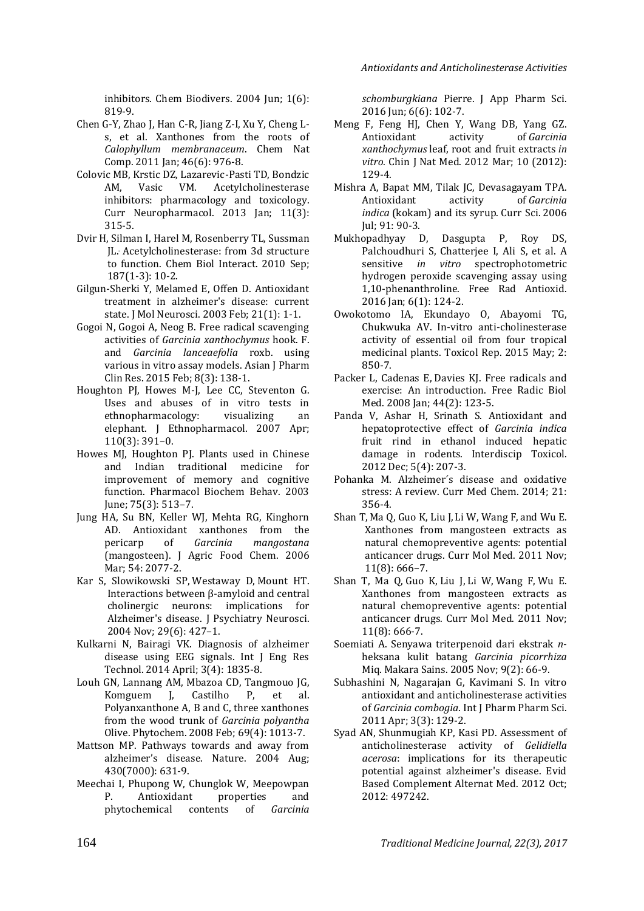inhibitors. Chem Biodivers. 2004 Jun; 1(6): 819-9.

Chen G-Y, Zhao J, Han C-R, Jiang Z-I, Xu Y, Cheng L-s, et al. Xanthones from the roots of *Calophyllum membranaceum*. Chem Nat Comp. 2011 Jan; 46(6): 976-8.

Colovic MB, Krstic DZ, Lazarevic-Pasti TD, Bondzic AM, Vasic VM. Acetylcholinesterase inhibitors: pharmacology and toxicology. Curr Neuropharmacol. 2013 Jan; 11(3): 315-5.

Dvir H, Silman I, Harel M, Rosenberry TL, Sussman JL. Acetylcholinesterase: from 3d structure to function. Chem Biol Interact. 2010 Sep; 187(1-3): 10-2.

Gilgun-Sherki Y, Melamed E, Offen D. Antioxidant treatment in alzheimer's disease: current state. J Mol Neurosci. 2003 Feb; 21(1): 1-1.

Gogoi N, Gogoi A, Neog B. Free radical scavenging activities of *Garcinia xanthochymus* hook. F. and *Garcinia lanceaefolia* roxb. using various in vitro assay models. Asian J Pharm Clin Res. 2015 Feb; 8(3): 138-1.

Houghton PJ, Howes M-J, Lee CC, Steventon G. Uses and abuses of in vitro tests in ethnopharmacology: visualizing an elephant. J Ethnopharmacol. 2007 Apr; 110(3): 391–0.

Howes MJ, Houghton PJ. Plants used in Chinese and Indian traditional medicine for improvement of memory and cognitive function. Pharmacol Biochem Behav. 2003 June; 75(3): 513–7.

Jung HA, Su BN, Keller WJ, Mehta RG, Kinghorn AD. Antioxidant xanthones from the pericarp of *Garcinia mangostana* (mangosteen). J Agric Food Chem. 2006 Mar; 54: 2077-2.

Kar S, Slowikowski SP, Westaway D, Mount HT. Interactions between β-amyloid and central cholinergic neurons: implications for Alzheimer's disease. J Psychiatry Neurosci. 2004 Nov; 29(6): 427–1.

Kulkarni N, Bairagi VK. Diagnosis of alzheimer disease using EEG signals. Int J Eng Res Technol. 2014 April; 3(4): 1835-8.

Louh GN, Lannang AM, Mbazoa CD, Tangmouo JG, Komguem J, Castilho P, et al. Polyanxanthone A, B and C, three xanthones from the wood trunk of *Garcinia polyantha* Olive. Phytochem. 2008 Feb; 69(4): 1013-7.

Mattson MP. Pathways towards and away from alzheimer's disease. Nature. 2004 Aug; 430(7000): 631-9.

Meechai I, Phupong W, Chunglok W, Meepowpan P. Antioxidant properties and phytochemical contents of *Garcinia schomburgkiana* Pierre. J App Pharm Sci. 2016 Jun; 6(6): 102-7.

Meng F, Feng HJ, Chen Y, Wang DB, Yang GZ. Antioxidant activity of *Garcinia xanthochymus* leaf, root and fruit extracts *in vitro*. Chin J Nat Med. 2012 Mar; 10 (2012): 129-4.

Mishra A, Bapat MM, Tilak JC, Devasagayam TPA. Antioxidant activity of *Garcinia indica* (kokam) and its syrup. Curr Sci. 2006 Jul; 91: 90-3.

Mukhopadhyay D, Dasgupta P, Roy DS, Palchoudhuri S, Chatterjee I, Ali S, et al. A sensitive *in vitro* spectrophotometric hydrogen peroxide scavenging assay using 1,10-phenanthroline. Free Rad Antioxid. 2016 Jan; 6(1): 124-2.

Owokotomo IA, Ekundayo O, Abayomi TG, Chukwuka AV. In-vitro anti-cholinesterase activity of essential oil from four tropical medicinal plants. Toxicol Rep. 2015 May; 2: 850-7.

Packer L, Cadenas E, Davies KJ. Free radicals and exercise: An introduction. Free Radic Biol Med. 2008 Jan; 44(2): 123-5.

Panda V, Ashar H, Srinath S. Antioxidant and hepatoprotective effect of *Garcinia indica* fruit rind in ethanol induced hepatic damage in rodents. Interdiscip Toxicol. 2012 Dec; 5(4): 207-3.

Pohanka M. Alzheimer´s disease and oxidative stress: A review. Curr Med Chem. 2014; 21: 356-4.

Shan T, Ma Q, Guo K, Liu J, Li W, Wang F, and Wu E. Xanthones from mangosteen extracts as natural chemopreventive agents: potential anticancer drugs. Curr Mol Med. 2011 Nov; 11(8): 666–7.

Shan T, Ma Q, Guo K, Liu J, Li W, Wang F, Wu E. Xanthones from mangosteen extracts as natural chemopreventive agents: potential anticancer drugs. Curr Mol Med. 2011 Nov; 11(8): 666-7.

Soemiati A. Senyawa triterpenoid dari ekstrak *n*-heksana kulit batang *Garcinia picorrhiza* Miq. Makara Sains. 2005 Nov; 9(2): 66-9.

Subhashini N, Nagarajan G, Kavimani S. In vitro antioxidant and anticholinesterase activities of *Garcinia combogia*. Int J Pharm Pharm Sci. 2011 Apr; 3(3): 129-2.

Syad AN, Shunmugiah KP, Kasi PD. Assessment of anticholinesterase activity of *Gelidiella acerosa*: implications for its therapeutic potential against alzheimer's disease. Evid Based Complement Alternat Med. 2012 Oct; 2012: 497242.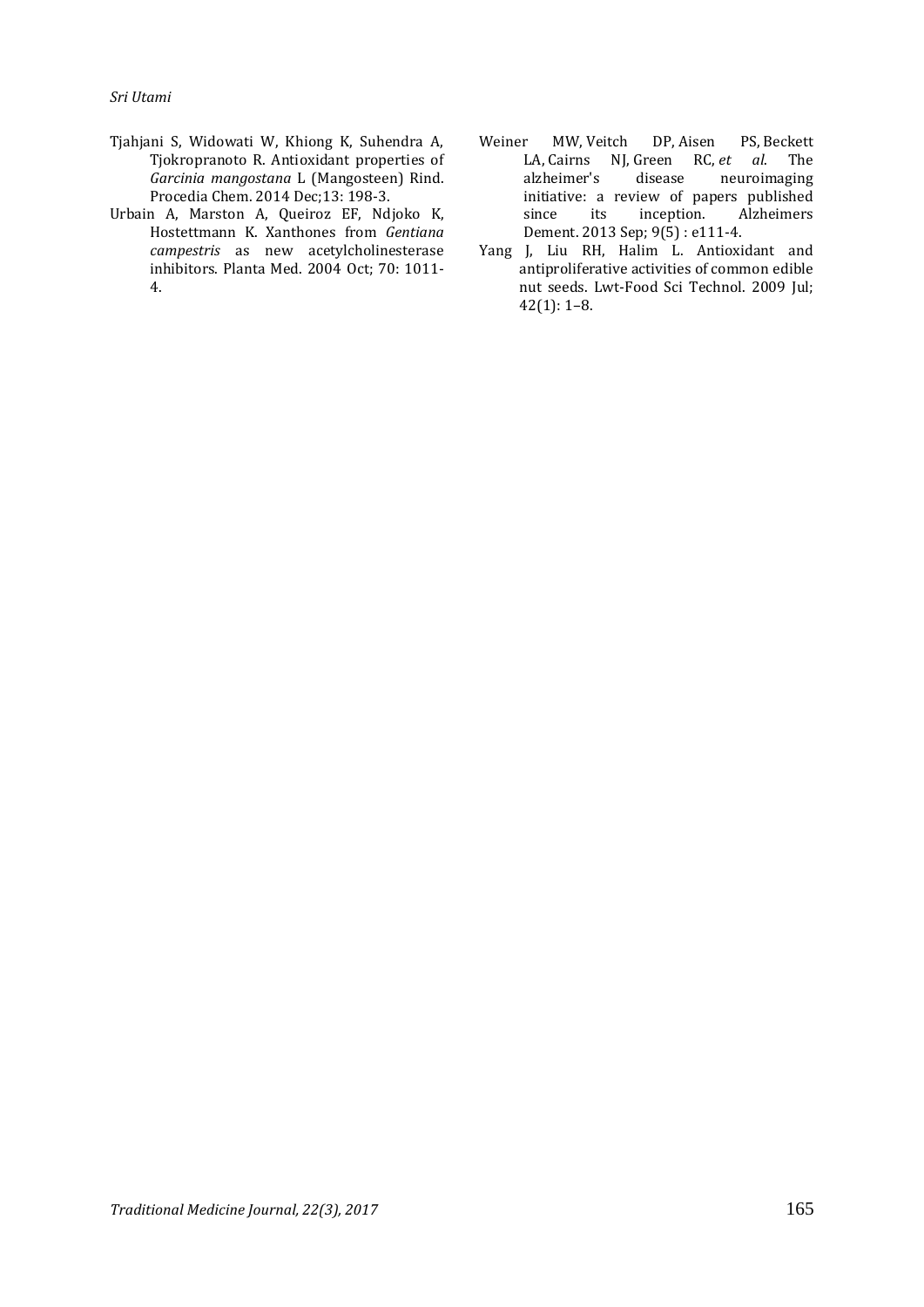Tjahjani S, Widowati W, Khiong K, Suhendra A, Tjokropranoto R. Antioxidant properties of *Garcinia mangostana* L (Mangosteen) Rind. Procedia Chem. 2014 Dec;13: 198-3.

Urbain A, Marston A, Queiroz EF, Ndjoko K, Hostettmann K. Xanthones from *Gentiana campestris* as new acetylcholinesterase inhibitors. Planta Med. 2004 Oct; 70: 1011-4.

Weiner MW, Veitch DP, Aisen PS, Beckett LA, Cairns NJ, Green RC, *et al*. The alzheimer's disease neuroimaging initiative: a review of papers published since its inception. Alzheimers Dement. 2013 Sep; 9(5) : e111-4.

Yang J, Liu RH, Halim L. Antioxidant and antiproliferative activities of common edible nut seeds. Lwt-Food Sci Technol. 2009 Jul; 42(1): 1–8.